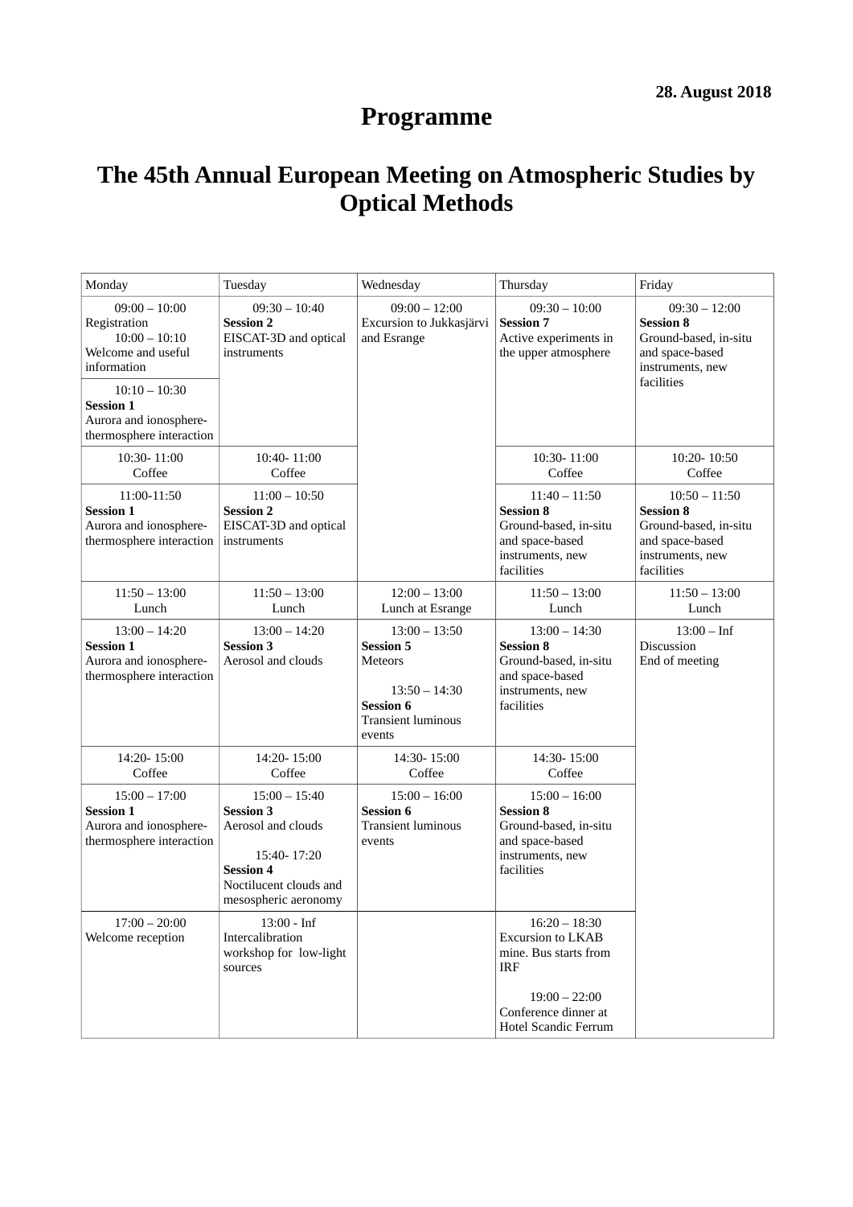**28. August 2018**

# Programme

## The 45th Annual European Meeting on Atmospheric Studies by Optical Methods

| Monday | Tuesday | Wednesday | Thursday | Friday |
|---|---|---|---|---|
| 09:00 – 10:00 Registration 10:00 – 10:10 Welcome and useful information | 09:30 – 10:40 **Session 2** EISCAT-3D and optical instruments | 09:00 – 12:00 Excursion to Jukkasjärvi and Esrange | 09:30 – 10:00 **Session 7** Active experiments in the upper atmosphere | 09:30 – 12:00 **Session 8** Ground-based, in-situ and space-based instruments, new facilities |
| 10:10 – 10:30 **Session 1** Aurora and ionosphere-thermosphere interaction | | | | |
| 10:30- 11:00 Coffee | 10:40- 11:00 Coffee | | 10:30- 11:00 Coffee | 10:20- 10:50 Coffee |
| 11:00-11:50 **Session 1** Aurora and ionosphere-thermosphere interaction | 11:00 – 10:50 **Session 2** EISCAT-3D and optical instruments | | 11:40 – 11:50 **Session 8** Ground-based, in-situ and space-based instruments, new facilities | 10:50 – 11:50 **Session 8** Ground-based, in-situ and space-based instruments, new facilities |
| 11:50 – 13:00 Lunch | 11:50 – 13:00 Lunch | 12:00 – 13:00 Lunch at Esrange | 11:50 – 13:00 Lunch | 11:50 – 13:00 Lunch |
| 13:00 – 14:20 **Session 1** Aurora and ionosphere-thermosphere interaction | 13:00 – 14:20 **Session 3** Aerosol and clouds | 13:00 – 13:50 **Session 5** Meteors 13:50 – 14:30 **Session 6** Transient luminous events | 13:00 – 14:30 **Session 8** Ground-based, in-situ and space-based instruments, new facilities | 13:00 – Inf Discussion End of meeting |
| 14:20- 15:00 Coffee | 14:20- 15:00 Coffee | 14:30- 15:00 Coffee | 14:30- 15:00 Coffee | |
| 15:00 – 17:00 **Session 1** Aurora and ionosphere-thermosphere interaction | 15:00 – 15:40 **Session 3** Aerosol and clouds 15:40- 17:20 **Session 4** Noctilucent clouds and mesospheric aeronomy | 15:00 – 16:00 **Session 6** Transient luminous events | 15:00 – 16:00 **Session 8** Ground-based, in-situ and space-based instruments, new facilities | |
| 17:00 – 20:00 Welcome reception | 13:00 - Inf Intercalibration workshop for low-light sources | | 16:20 – 18:30 Excursion to LKAB mine. Bus starts from IRF 19:00 – 22:00 Conference dinner at Hotel Scandic Ferrum | |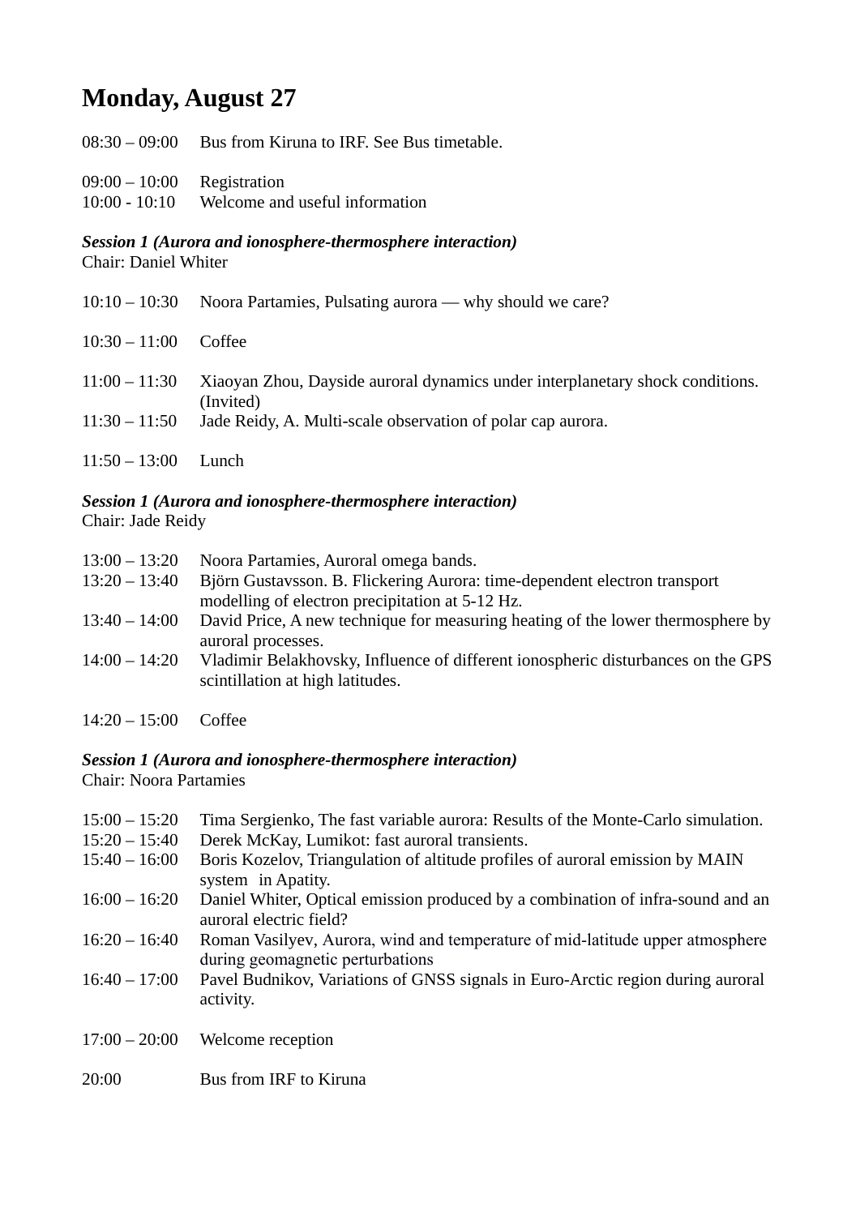# Monday, August 27

08:30 – 09:00 Bus from Kiruna to IRF. See Bus timetable.

09:00 – 10:00 Registration
10:00 - 10:10 Welcome and useful information

***Session 1 (Aurora and ionosphere-thermosphere interaction)***
Chair: Daniel Whiter

10:10 – 10:30 Noora Partamies, Pulsating aurora — why should we care?

10:30 – 11:00 Coffee

11:00 – 11:30 Xiaoyan Zhou, Dayside auroral dynamics under interplanetary shock conditions. (Invited)
11:30 – 11:50 Jade Reidy, A. Multi-scale observation of polar cap aurora.

11:50 – 13:00 Lunch

***Session 1 (Aurora and ionosphere-thermosphere interaction)***
Chair: Jade Reidy

13:00 – 13:20 Noora Partamies, Auroral omega bands.
13:20 – 13:40 Björn Gustavsson. B. Flickering Aurora: time-dependent electron transport modelling of electron precipitation at 5-12 Hz.
13:40 – 14:00 David Price, A new technique for measuring heating of the lower thermosphere by auroral processes.
14:00 – 14:20 Vladimir Belakhovsky, Influence of different ionospheric disturbances on the GPS scintillation at high latitudes.

14:20 – 15:00 Coffee

***Session 1 (Aurora and ionosphere-thermosphere interaction)***
Chair: Noora Partamies

15:00 – 15:20 Tima Sergienko, The fast variable aurora: Results of the Monte-Carlo simulation.
15:20 – 15:40 Derek McKay, Lumikot: fast auroral transients.
15:40 – 16:00 Boris Kozelov, Triangulation of altitude profiles of auroral emission by MAIN system in Apatity.
16:00 – 16:20 Daniel Whiter, Optical emission produced by a combination of infra-sound and an auroral electric field?
16:20 – 16:40 Roman Vasilyev, Aurora, wind and temperature of mid-latitude upper atmosphere during geomagnetic perturbations
16:40 – 17:00 Pavel Budnikov, Variations of GNSS signals in Euro-Arctic region during auroral activity.

17:00 – 20:00 Welcome reception

20:00 Bus from IRF to Kiruna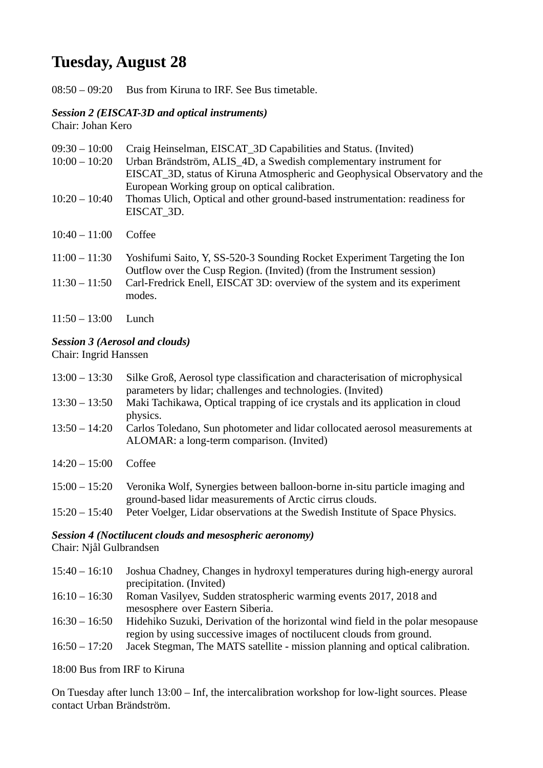# Tuesday, August 28

08:50 – 09:20 Bus from Kiruna to IRF. See Bus timetable.

***Session 2 (EISCAT-3D and optical instruments)***
Chair: Johan Kero

09:30 – 10:00 Craig Heinselman, EISCAT_3D Capabilities and Status. (Invited)
10:00 – 10:20 Urban Brändström, ALIS_4D, a Swedish complementary instrument for EISCAT_3D, status of Kiruna Atmospheric and Geophysical Observatory and the European Working group on optical calibration.
10:20 – 10:40 Thomas Ulich, Optical and other ground-based instrumentation: readiness for EISCAT_3D.

10:40 – 11:00 Coffee

11:00 – 11:30 Yoshifumi Saito, Y, SS-520-3 Sounding Rocket Experiment Targeting the Ion Outflow over the Cusp Region. (Invited) (from the Instrument session)
11:30 – 11:50 Carl-Fredrick Enell, EISCAT 3D: overview of the system and its experiment modes.

11:50 – 13:00 Lunch

***Session 3 (Aerosol and clouds)***
Chair: Ingrid Hanssen

13:00 – 13:30 Silke Groß, Aerosol type classification and characterisation of microphysical parameters by lidar; challenges and technologies. (Invited)
13:30 – 13:50 Maki Tachikawa, Optical trapping of ice crystals and its application in cloud physics.
13:50 – 14:20 Carlos Toledano, Sun photometer and lidar collocated aerosol measurements at ALOMAR: a long-term comparison. (Invited)

14:20 – 15:00 Coffee

15:00 – 15:20 Veronika Wolf, Synergies between balloon-borne in-situ particle imaging and ground-based lidar measurements of Arctic cirrus clouds.
15:20 – 15:40 Peter Voelger, Lidar observations at the Swedish Institute of Space Physics.

***Session 4 (Noctilucent clouds and mesospheric aeronomy)***
Chair: Njål Gulbrandsen

15:40 – 16:10 Joshua Chadney, Changes in hydroxyl temperatures during high-energy auroral precipitation. (Invited)
16:10 – 16:30 Roman Vasilyev, Sudden stratospheric warming events 2017, 2018 and mesosphere over Eastern Siberia.
16:30 – 16:50 Hidehiko Suzuki, Derivation of the horizontal wind field in the polar mesopause region by using successive images of noctilucent clouds from ground.
16:50 – 17:20 Jacek Stegman, The MATS satellite - mission planning and optical calibration.

18:00 Bus from IRF to Kiruna

On Tuesday after lunch 13:00 – Inf, the intercalibration workshop for low-light sources. Please contact Urban Brändström.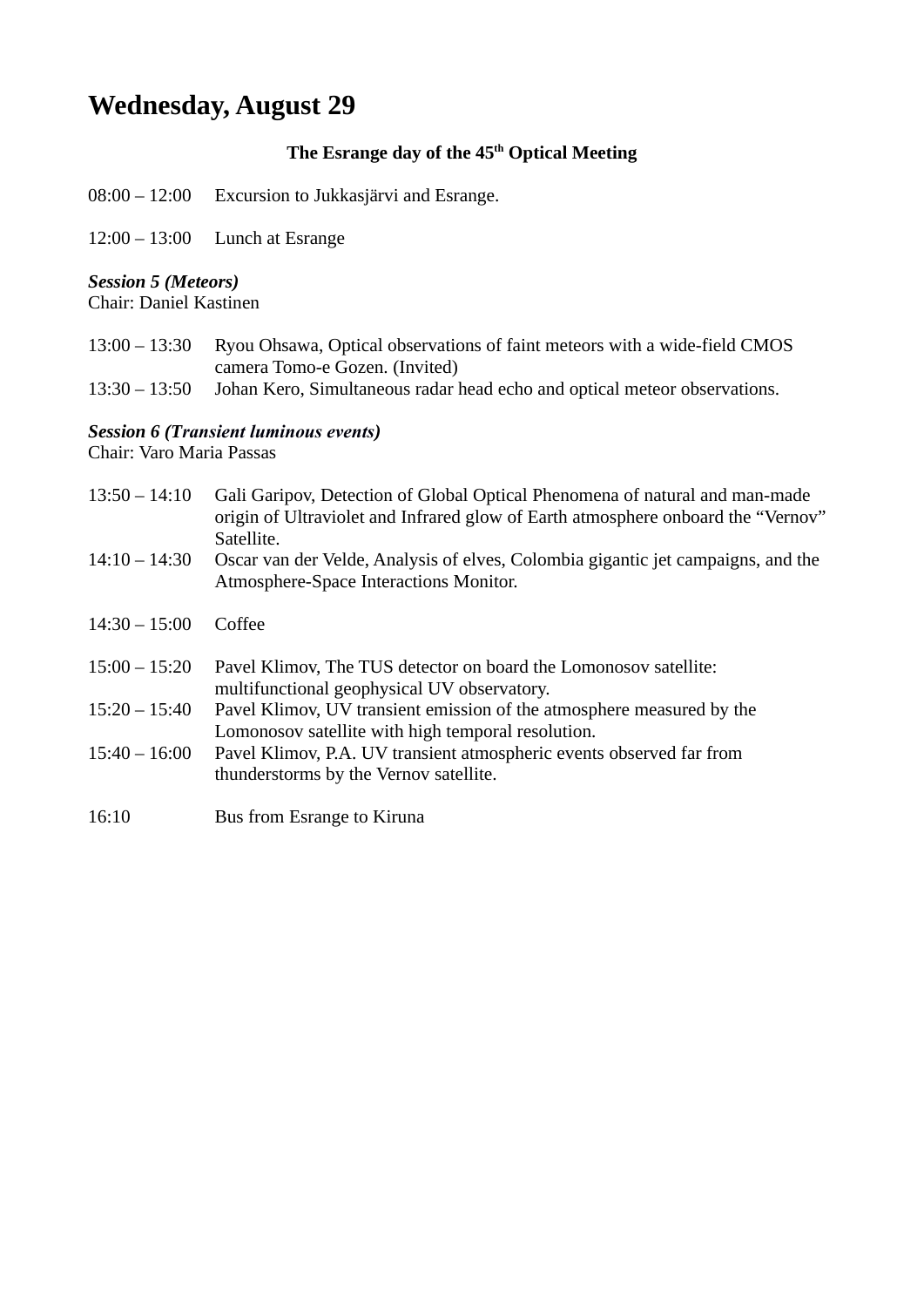# Wednesday, August 29

**The Esrange day of the 45th Optical Meeting**

08:00 – 12:00 Excursion to Jukkasjärvi and Esrange.

12:00 – 13:00 Lunch at Esrange

***Session 5 (Meteors)***
Chair: Daniel Kastinen

13:00 – 13:30 Ryou Ohsawa, Optical observations of faint meteors with a wide-field CMOS camera Tomo-e Gozen. (Invited)
13:30 – 13:50 Johan Kero, Simultaneous radar head echo and optical meteor observations.

***Session 6 (Transient luminous events)***
Chair: Varo Maria Passas

13:50 – 14:10 Gali Garipov, Detection of Global Optical Phenomena of natural and man-made origin of Ultraviolet and Infrared glow of Earth atmosphere onboard the "Vernov" Satellite.
14:10 – 14:30 Oscar van der Velde, Analysis of elves, Colombia gigantic jet campaigns, and the Atmosphere-Space Interactions Monitor.

14:30 – 15:00 Coffee

15:00 – 15:20 Pavel Klimov, The TUS detector on board the Lomonosov satellite: multifunctional geophysical UV observatory.
15:20 – 15:40 Pavel Klimov, UV transient emission of the atmosphere measured by the Lomonosov satellite with high temporal resolution.
15:40 – 16:00 Pavel Klimov, P.A. UV transient atmospheric events observed far from thunderstorms by the Vernov satellite.

16:10 Bus from Esrange to Kiruna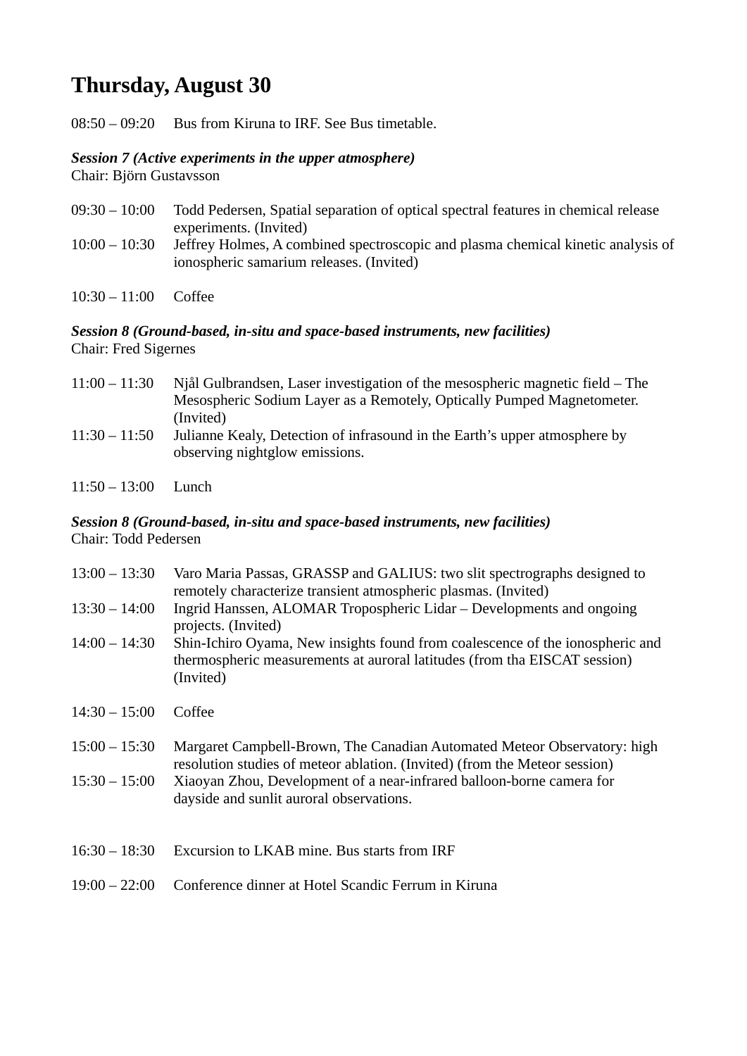# Thursday, August 30

08:50 – 09:20 Bus from Kiruna to IRF. See Bus timetable.

***Session 7 (Active experiments in the upper atmosphere)***
Chair: Björn Gustavsson

09:30 – 10:00 Todd Pedersen, Spatial separation of optical spectral features in chemical release experiments. (Invited)
10:00 – 10:30 Jeffrey Holmes, A combined spectroscopic and plasma chemical kinetic analysis of ionospheric samarium releases. (Invited)

10:30 – 11:00 Coffee

***Session 8 (Ground-based, in-situ and space-based instruments, new facilities)***
Chair: Fred Sigernes

11:00 – 11:30 Njål Gulbrandsen, Laser investigation of the mesospheric magnetic field – The Mesospheric Sodium Layer as a Remotely, Optically Pumped Magnetometer. (Invited)
11:30 – 11:50 Julianne Kealy, Detection of infrasound in the Earth's upper atmosphere by observing nightglow emissions.

11:50 – 13:00 Lunch

***Session 8 (Ground-based, in-situ and space-based instruments, new facilities)***
Chair: Todd Pedersen

13:00 – 13:30 Varo Maria Passas, GRASSP and GALIUS: two slit spectrographs designed to remotely characterize transient atmospheric plasmas. (Invited)
13:30 – 14:00 Ingrid Hanssen, ALOMAR Tropospheric Lidar – Developments and ongoing projects. (Invited)
14:00 – 14:30 Shin-Ichiro Oyama, New insights found from coalescence of the ionospheric and thermospheric measurements at auroral latitudes (from tha EISCAT session) (Invited)

14:30 – 15:00 Coffee

15:00 – 15:30 Margaret Campbell-Brown, The Canadian Automated Meteor Observatory: high resolution studies of meteor ablation. (Invited) (from the Meteor session)
15:30 – 15:00 Xiaoyan Zhou, Development of a near-infrared balloon-borne camera for dayside and sunlit auroral observations.

16:30 – 18:30 Excursion to LKAB mine. Bus starts from IRF

19:00 – 22:00 Conference dinner at Hotel Scandic Ferrum in Kiruna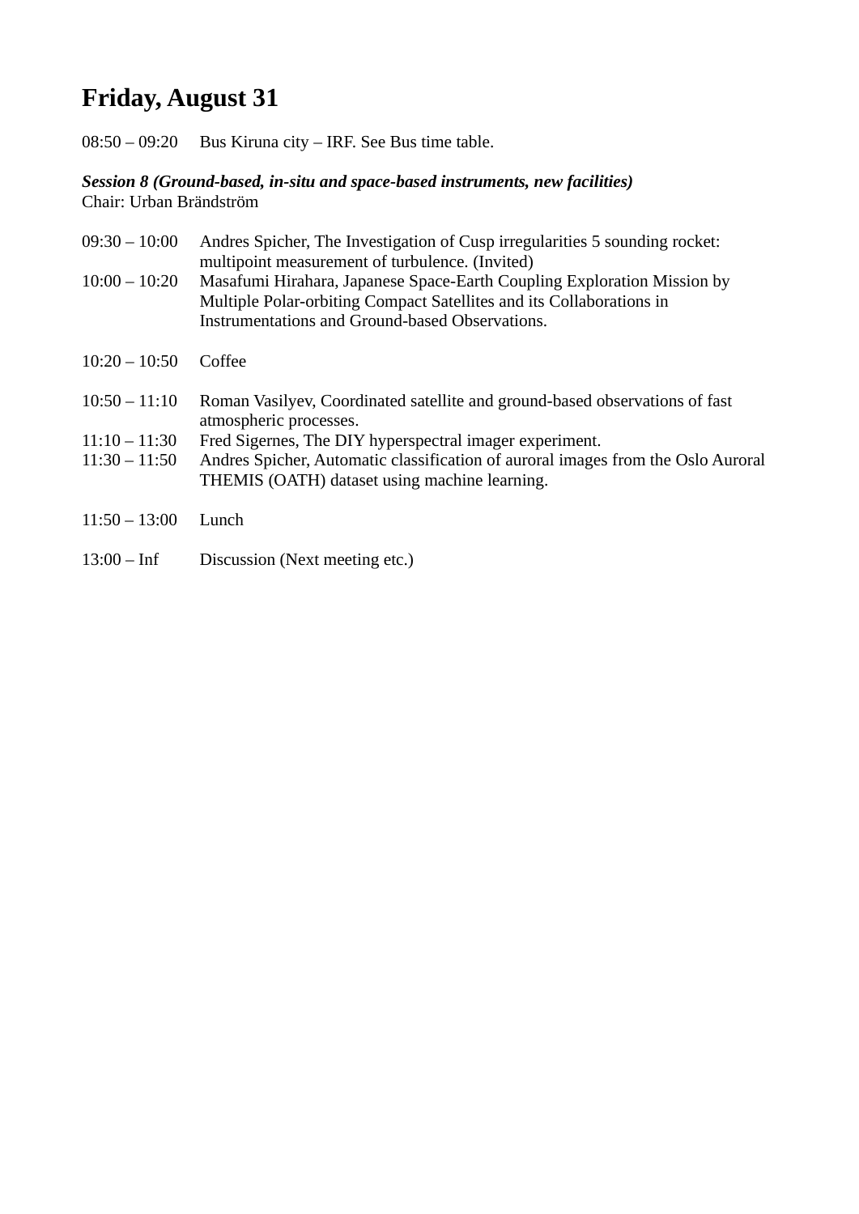# Friday, August 31

08:50 – 09:20 Bus Kiruna city – IRF. See Bus time table.

***Session 8 (Ground-based, in-situ and space-based instruments, new facilities)***
Chair: Urban Brändström

09:30 – 10:00 Andres Spicher, The Investigation of Cusp irregularities 5 sounding rocket: multipoint measurement of turbulence. (Invited)
10:00 – 10:20 Masafumi Hirahara, Japanese Space-Earth Coupling Exploration Mission by Multiple Polar-orbiting Compact Satellites and its Collaborations in Instrumentations and Ground-based Observations.

10:20 – 10:50 Coffee

10:50 – 11:10 Roman Vasilyev, Coordinated satellite and ground-based observations of fast atmospheric processes.
11:10 – 11:30 Fred Sigernes, The DIY hyperspectral imager experiment.
11:30 – 11:50 Andres Spicher, Automatic classification of auroral images from the Oslo Auroral THEMIS (OATH) dataset using machine learning.

11:50 – 13:00 Lunch

13:00 – Inf Discussion (Next meeting etc.)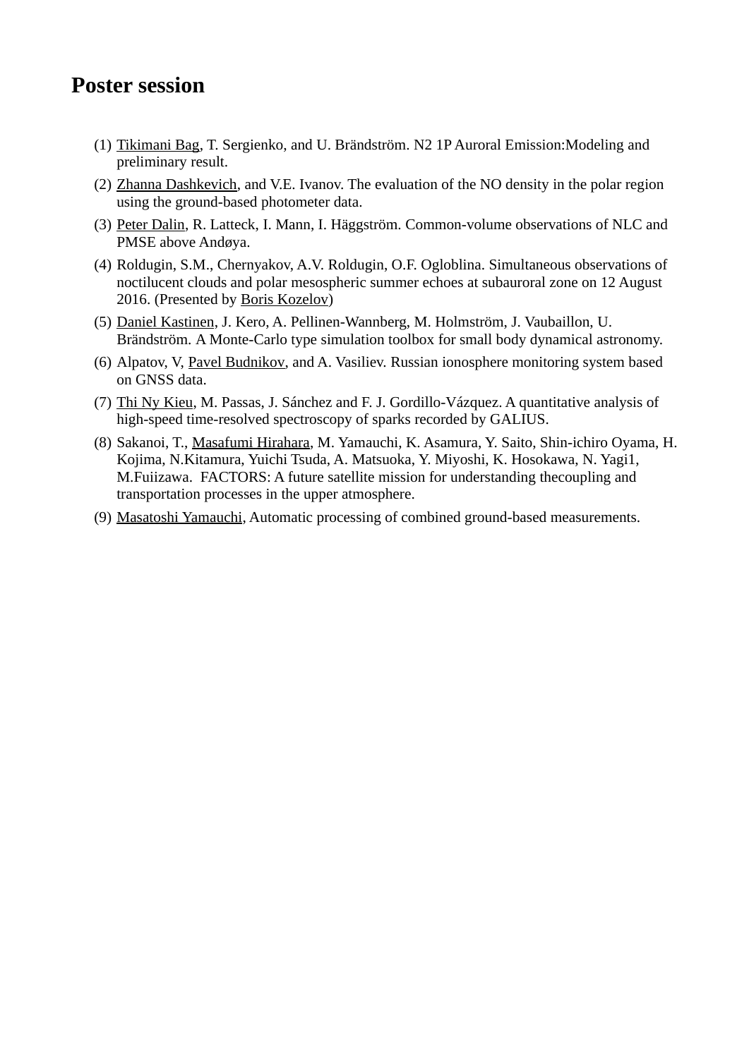# Poster session

(1) Tikimani Bag, T. Sergienko, and U. Brändström. N2 1P Auroral Emission:Modeling and preliminary result.

(2) Zhanna Dashkevich, and V.E. Ivanov. The evaluation of the NO density in the polar region using the ground-based photometer data.

(3) Peter Dalin, R. Latteck, I. Mann, I. Häggström. Common-volume observations of NLC and PMSE above Andøya.

(4) Roldugin, S.M., Chernyakov, A.V. Roldugin, O.F. Ogloblina. Simultaneous observations of noctilucent clouds and polar mesospheric summer echoes at subauroral zone on 12 August 2016. (Presented by Boris Kozelov)

(5) Daniel Kastinen, J. Kero, A. Pellinen-Wannberg, M. Holmström, J. Vaubaillon, U. Brändström. A Monte-Carlo type simulation toolbox for small body dynamical astronomy.

(6) Alpatov, V, Pavel Budnikov, and A. Vasiliev. Russian ionosphere monitoring system based on GNSS data.

(7) Thi Ny Kieu, M. Passas, J. Sánchez and F. J. Gordillo-Vázquez. A quantitative analysis of high-speed time-resolved spectroscopy of sparks recorded by GALIUS.

(8) Sakanoi, T., Masafumi Hirahara, M. Yamauchi, K. Asamura, Y. Saito, Shin-ichiro Oyama, H. Kojima, N.Kitamura, Yuichi Tsuda, A. Matsuoka, Y. Miyoshi, K. Hosokawa, N. Yagi1, M.Fuiizawa. FACTORS: A future satellite mission for understanding thecoupling and transportation processes in the upper atmosphere.

(9) Masatoshi Yamauchi, Automatic processing of combined ground-based measurements.